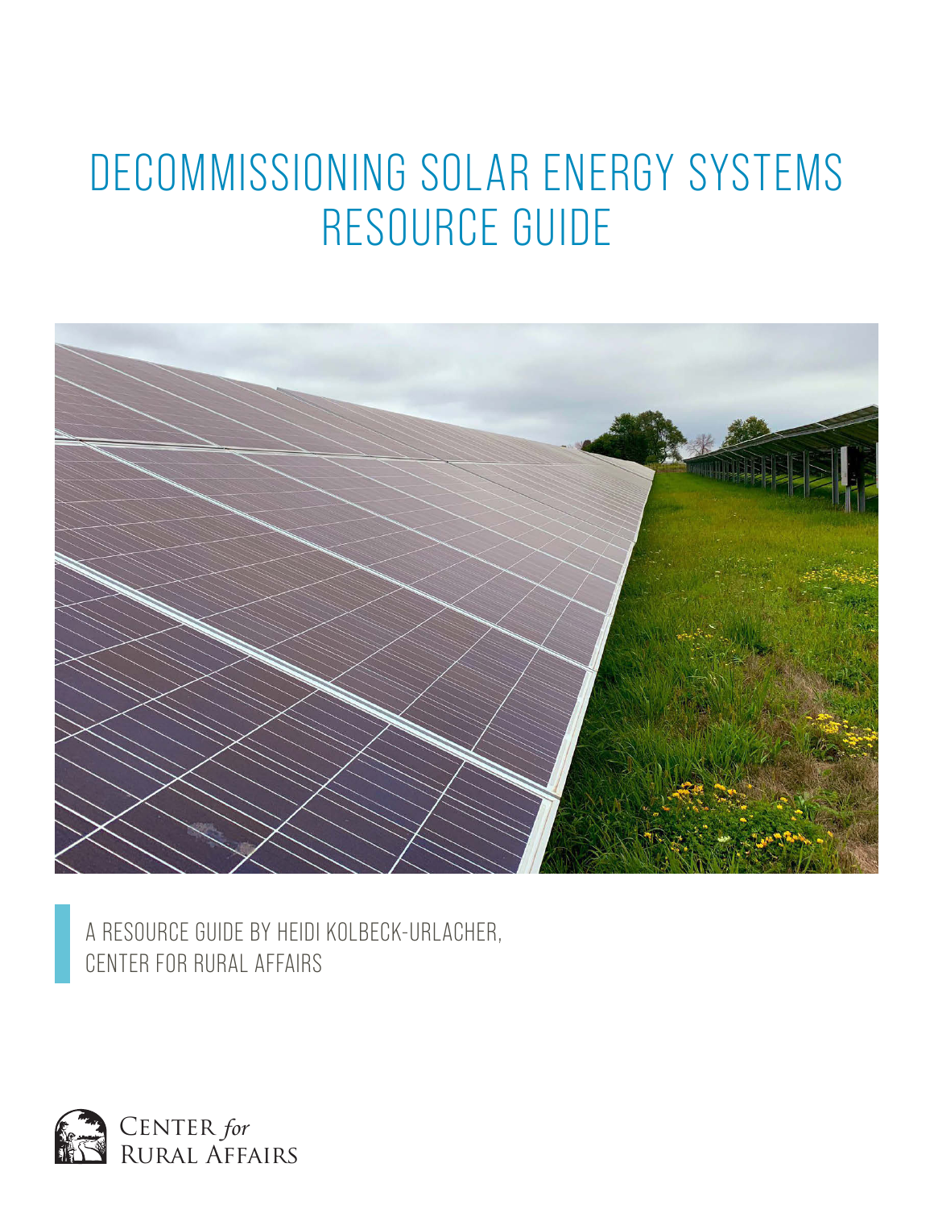# DECOMMISSIONING SOLAR ENERGY SYSTEMS RESOURCE GUIDE

A RESOURCE GUIDE BY HEIDI KOLBECK-URLACHER,
CENTER FOR RURAL AFFAIRS

CENTER *for* RURAL AFFAIRS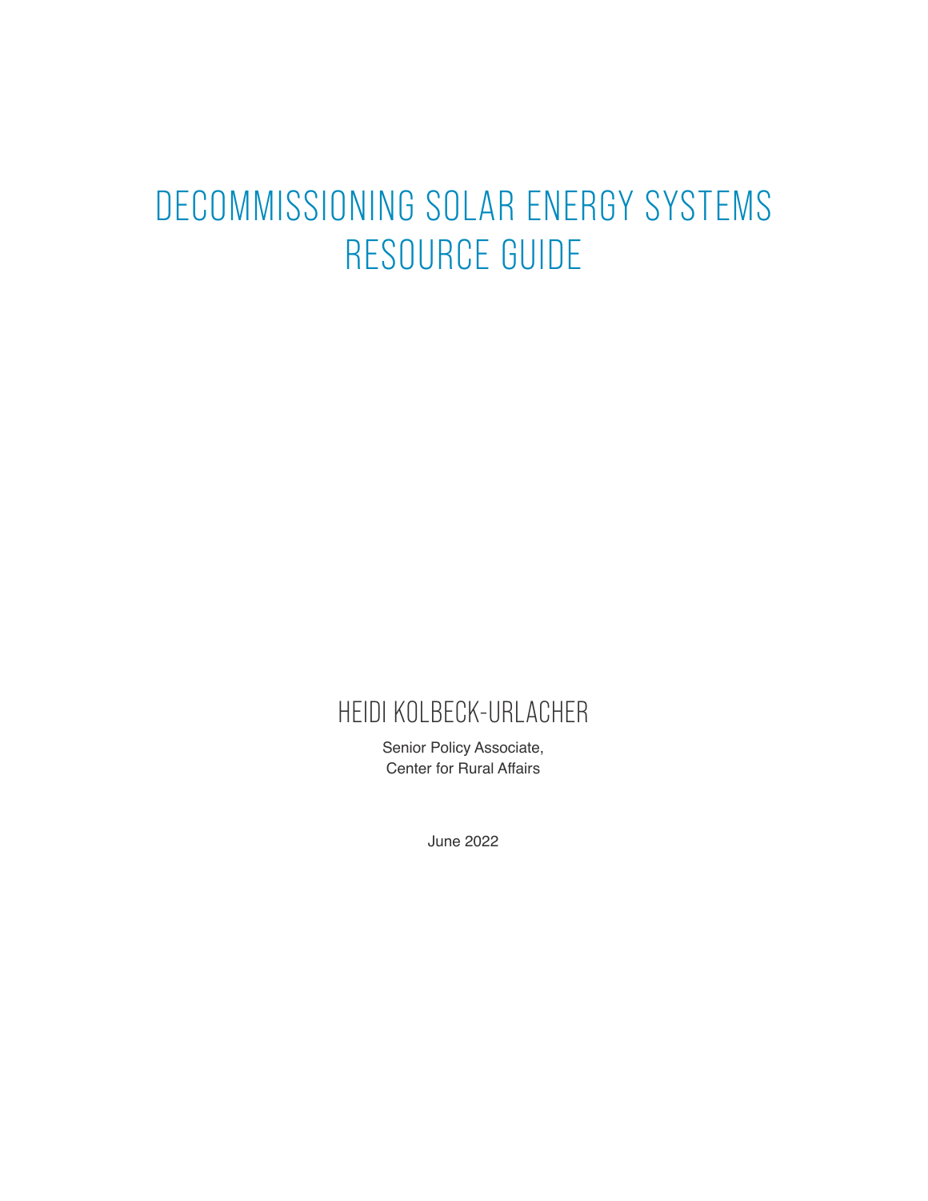# DECOMMISSIONING SOLAR ENERGY SYSTEMS RESOURCE GUIDE

## HEIDI KOLBECK-URLACHER

Senior Policy Associate,
Center for Rural Affairs

June 2022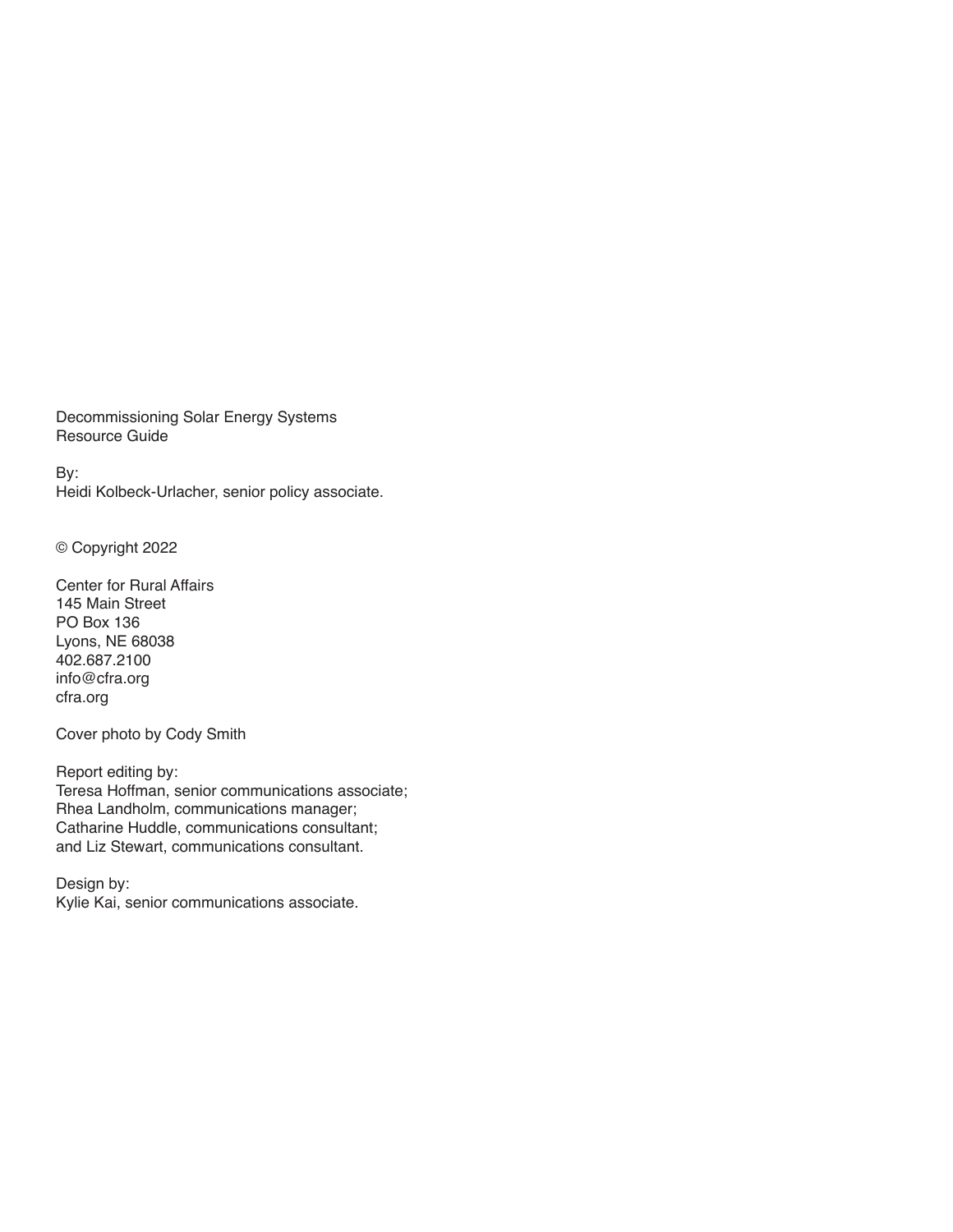Decommissioning Solar Energy Systems
Resource Guide

By:
Heidi Kolbeck-Urlacher, senior policy associate.

© Copyright 2022

Center for Rural Affairs
145 Main Street
PO Box 136
Lyons, NE 68038
402.687.2100
info@cfra.org
cfra.org

Cover photo by Cody Smith

Report editing by:
Teresa Hoffman, senior communications associate;
Rhea Landholm, communications manager;
Catharine Huddle, communications consultant;
and Liz Stewart, communications consultant.

Design by:
Kylie Kai, senior communications associate.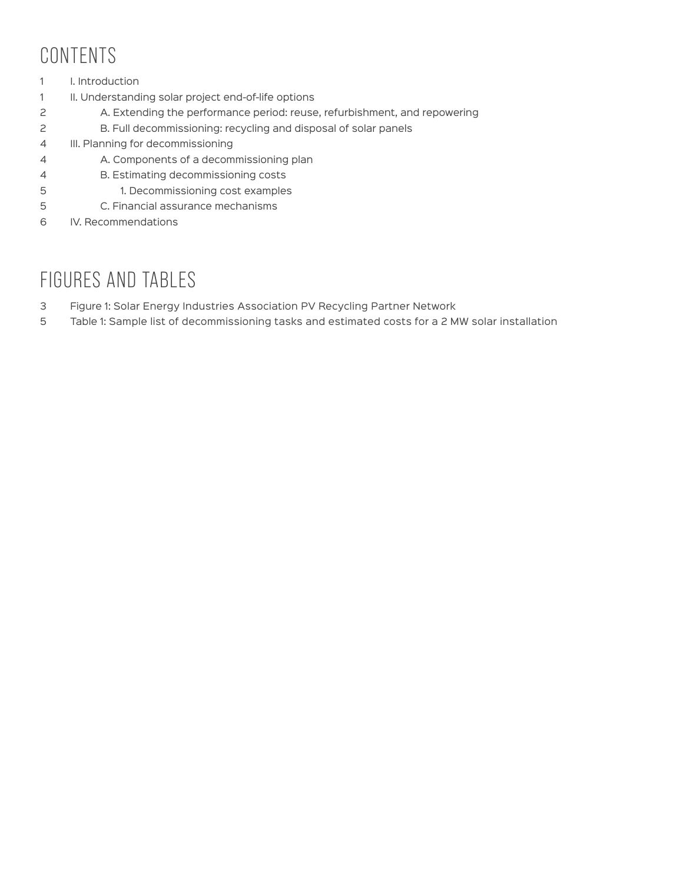## CONTENTS

1 I. Introduction
1 II. Understanding solar project end-of-life options
2 A. Extending the performance period: reuse, refurbishment, and repowering
2 B. Full decommissioning: recycling and disposal of solar panels
4 III. Planning for decommissioning
4 A. Components of a decommissioning plan
4 B. Estimating decommissioning costs
5 1. Decommissioning cost examples
5 C. Financial assurance mechanisms
6 IV. Recommendations

## FIGURES AND TABLES

3 Figure 1: Solar Energy Industries Association PV Recycling Partner Network
5 Table 1: Sample list of decommissioning tasks and estimated costs for a 2 MW solar installation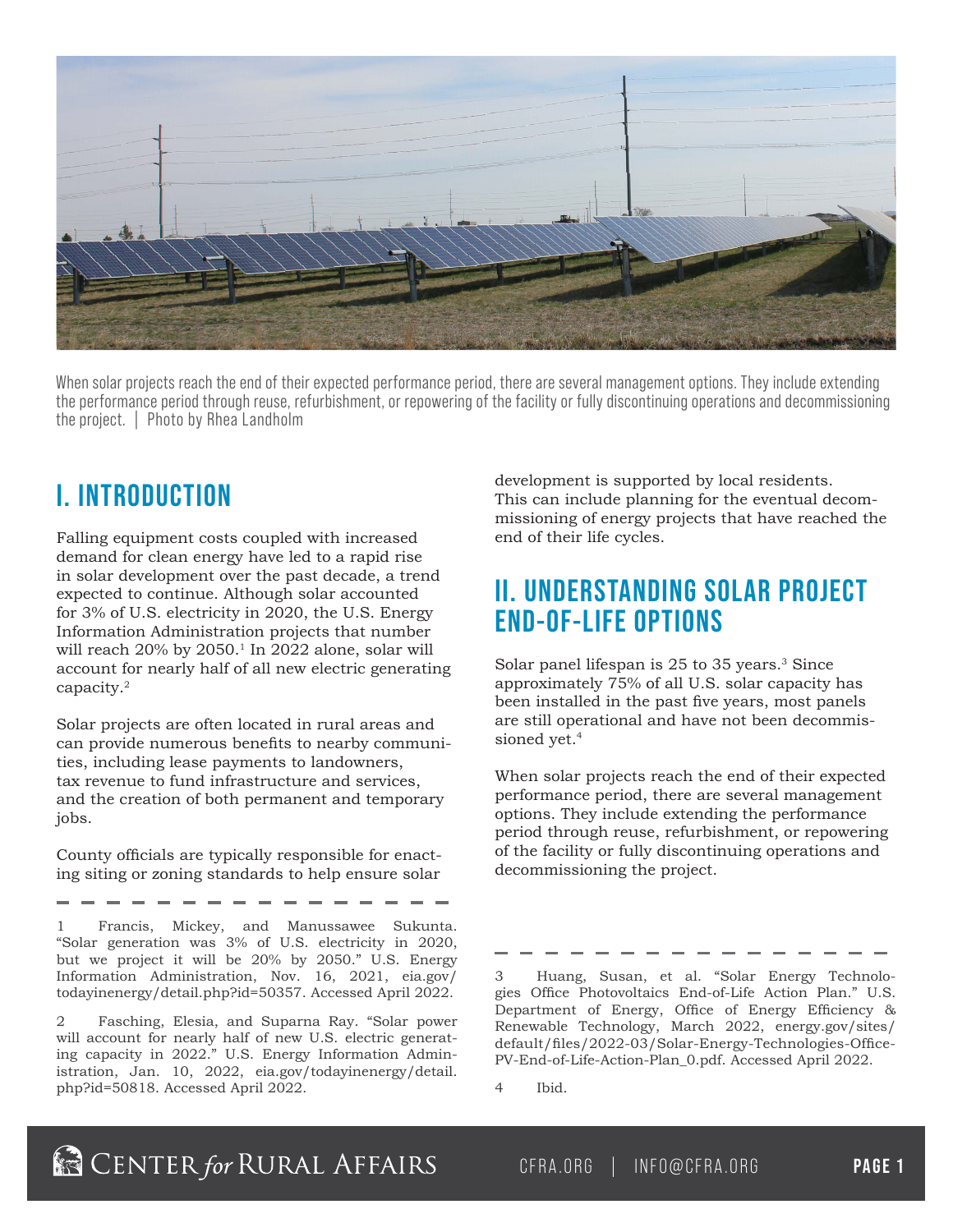When solar projects reach the end of their expected performance period, there are several management options. They include extending the performance period through reuse, refurbishment, or repowering of the facility or fully discontinuing operations and decommissioning the project. | Photo by Rhea Landholm

## I. Introduction

Falling equipment costs coupled with increased demand for clean energy have led to a rapid rise in solar development over the past decade, a trend expected to continue. Although solar accounted for 3% of U.S. electricity in 2020, the U.S. Energy Information Administration projects that number will reach 20% by 2050.[1] In 2022 alone, solar will account for nearly half of all new electric generating capacity.[2]

Solar projects are often located in rural areas and can provide numerous benefits to nearby communities, including lease payments to landowners, tax revenue to fund infrastructure and services, and the creation of both permanent and temporary jobs.

County officials are typically responsible for enacting siting or zoning standards to help ensure solar development is supported by local residents. This can include planning for the eventual decommissioning of energy projects that have reached the end of their life cycles.

## II. Understanding Solar Project End-of-Life Options

Solar panel lifespan is 25 to 35 years.[3] Since approximately 75% of all U.S. solar capacity has been installed in the past five years, most panels are still operational and have not been decommissioned yet.[4]

When solar projects reach the end of their expected performance period, there are several management options. They include extending the performance period through reuse, refurbishment, or repowering of the facility or fully discontinuing operations and decommissioning the project.

---

1 Francis, Mickey, and Manussawee Sukunta. "Solar generation was 3% of U.S. electricity in 2020, but we project it will be 20% by 2050." U.S. Energy Information Administration, Nov. 16, 2021, eia.gov/todayinenergy/detail.php?id=50357. Accessed April 2022.

2 Fasching, Elesia, and Suparna Ray. "Solar power will account for nearly half of new U.S. electric generating capacity in 2022." U.S. Energy Information Administration, Jan. 10, 2022, eia.gov/todayinenergy/detail.php?id=50818. Accessed April 2022.

3 Huang, Susan, et al. "Solar Energy Technologies Office Photovoltaics End-of-Life Action Plan." U.S. Department of Energy, Office of Energy Efficiency & Renewable Technology, March 2022, energy.gov/sites/default/files/2022-03/Solar-Energy-Technologies-Office-PV-End-of-Life-Action-Plan_0.pdf. Accessed April 2022.

4 Ibid.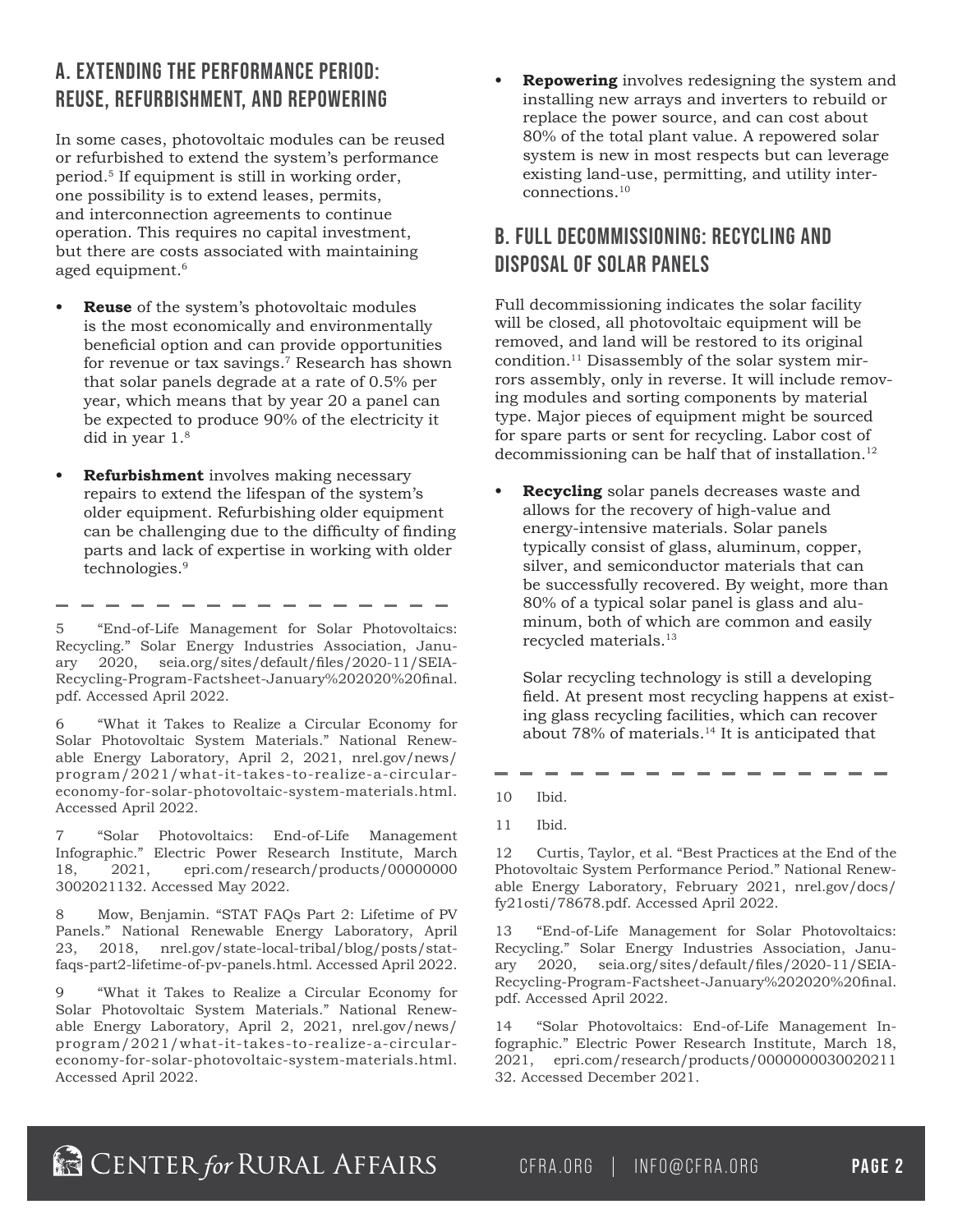## A. Extending the Performance Period: Reuse, Refurbishment, and Repowering

In some cases, photovoltaic modules can be reused or refurbished to extend the system's performance period.[5] If equipment is still in working order, one possibility is to extend leases, permits, and interconnection agreements to continue operation. This requires no capital investment, but there are costs associated with maintaining aged equipment.[6]

- **Reuse** of the system's photovoltaic modules is the most economically and environmentally beneficial option and can provide opportunities for revenue or tax savings.[7] Research has shown that solar panels degrade at a rate of 0.5% per year, which means that by year 20 a panel can be expected to produce 90% of the electricity it did in year 1.[8]
- **Refurbishment** involves making necessary repairs to extend the lifespan of the system's older equipment. Refurbishing older equipment can be challenging due to the difficulty of finding parts and lack of expertise in working with older technologies.[9]
- **Repowering** involves redesigning the system and installing new arrays and inverters to rebuild or replace the power source, and can cost about 80% of the total plant value. A repowered solar system is new in most respects but can leverage existing land-use, permitting, and utility interconnections.[10]

## B. Full Decommissioning: Recycling and Disposal of Solar Panels

Full decommissioning indicates the solar facility will be closed, all photovoltaic equipment will be removed, and land will be restored to its original condition.[11] Disassembly of the solar system mirrors assembly, only in reverse. It will include removing modules and sorting components by material type. Major pieces of equipment might be sourced for spare parts or sent for recycling. Labor cost of decommissioning can be half that of installation.[12]

- **Recycling** solar panels decreases waste and allows for the recovery of high-value and energy-intensive materials. Solar panels typically consist of glass, aluminum, copper, silver, and semiconductor materials that can be successfully recovered. By weight, more than 80% of a typical solar panel is glass and aluminum, both of which are common and easily recycled materials.[13]

  Solar recycling technology is still a developing field. At present most recycling happens at existing glass recycling facilities, which can recover about 78% of materials.[14] It is anticipated that

---

5 "End-of-Life Management for Solar Photovoltaics: Recycling." Solar Energy Industries Association, January 2020, seia.org/sites/default/files/2020-11/SEIA-Recycling-Program-Factsheet-January%202020%20final.pdf. Accessed April 2022.

6 "What it Takes to Realize a Circular Economy for Solar Photovoltaic System Materials." National Renewable Energy Laboratory, April 2, 2021, nrel.gov/news/program/2021/what-it-takes-to-realize-a-circular-economy-for-solar-photovoltaic-system-materials.html. Accessed April 2022.

7 "Solar Photovoltaics: End-of-Life Management Infographic." Electric Power Research Institute, March 18, 2021, epri.com/research/products/000000003002021132. Accessed May 2022.

8 Mow, Benjamin. "STAT FAQs Part 2: Lifetime of PV Panels." National Renewable Energy Laboratory, April 23, 2018, nrel.gov/state-local-tribal/blog/posts/stat-faqs-part2-lifetime-of-pv-panels.html. Accessed April 2022.

9 "What it Takes to Realize a Circular Economy for Solar Photovoltaic System Materials." National Renewable Energy Laboratory, April 2, 2021, nrel.gov/news/program/2021/what-it-takes-to-realize-a-circular-economy-for-solar-photovoltaic-system-materials.html. Accessed April 2022.

10 Ibid.

11 Ibid.

12 Curtis, Taylor, et al. "Best Practices at the End of the Photovoltaic System Performance Period." National Renewable Energy Laboratory, February 2021, nrel.gov/docs/fy21osti/78678.pdf. Accessed April 2022.

13 "End-of-Life Management for Solar Photovoltaics: Recycling." Solar Energy Industries Association, January 2020, seia.org/sites/default/files/2020-11/SEIA-Recycling-Program-Factsheet-January%202020%20final.pdf. Accessed April 2022.

14 "Solar Photovoltaics: End-of-Life Management Infographic." Electric Power Research Institute, March 18, 2021, epri.com/research/products/000000003002021132. Accessed December 2021.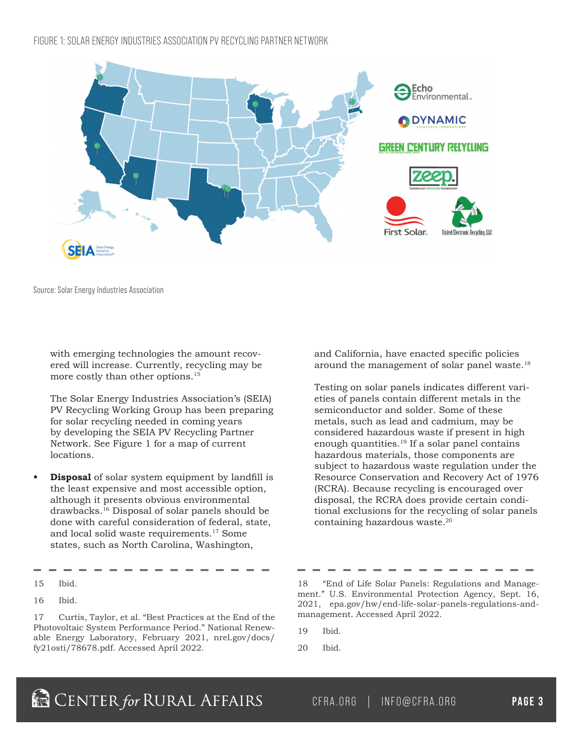FIGURE 1: SOLAR ENERGY INDUSTRIES ASSOCIATION PV RECYCLING PARTNER NETWORK

Source: Solar Energy Industries Association

with emerging technologies the amount recovered will increase. Currently, recycling may be more costly than other options.[15]

The Solar Energy Industries Association's (SEIA) PV Recycling Working Group has been preparing for solar recycling needed in coming years by developing the SEIA PV Recycling Partner Network. See Figure 1 for a map of current locations.

- **Disposal** of solar system equipment by landfill is the least expensive and most accessible option, although it presents obvious environmental drawbacks.[16] Disposal of solar panels should be done with careful consideration of federal, state, and local solid waste requirements.[17] Some states, such as North Carolina, Washington, and California, have enacted specific policies around the management of solar panel waste.[18]

Testing on solar panels indicates different varieties of panels contain different metals in the semiconductor and solder. Some of these metals, such as lead and cadmium, may be considered hazardous waste if present in high enough quantities.[19] If a solar panel contains hazardous materials, those components are subject to hazardous waste regulation under the Resource Conservation and Recovery Act of 1976 (RCRA). Because recycling is encouraged over disposal, the RCRA does provide certain conditional exclusions for the recycling of solar panels containing hazardous waste.[20]

---

15 Ibid.

16 Ibid.

17 Curtis, Taylor, et al. "Best Practices at the End of the Photovoltaic System Performance Period." National Renewable Energy Laboratory, February 2021, nrel.gov/docs/fy21osti/78678.pdf. Accessed April 2022.

18 "End of Life Solar Panels: Regulations and Management." U.S. Environmental Protection Agency, Sept. 16, 2021, epa.gov/hw/end-life-solar-panels-regulations-and-management. Accessed April 2022.

19 Ibid.

20 Ibid.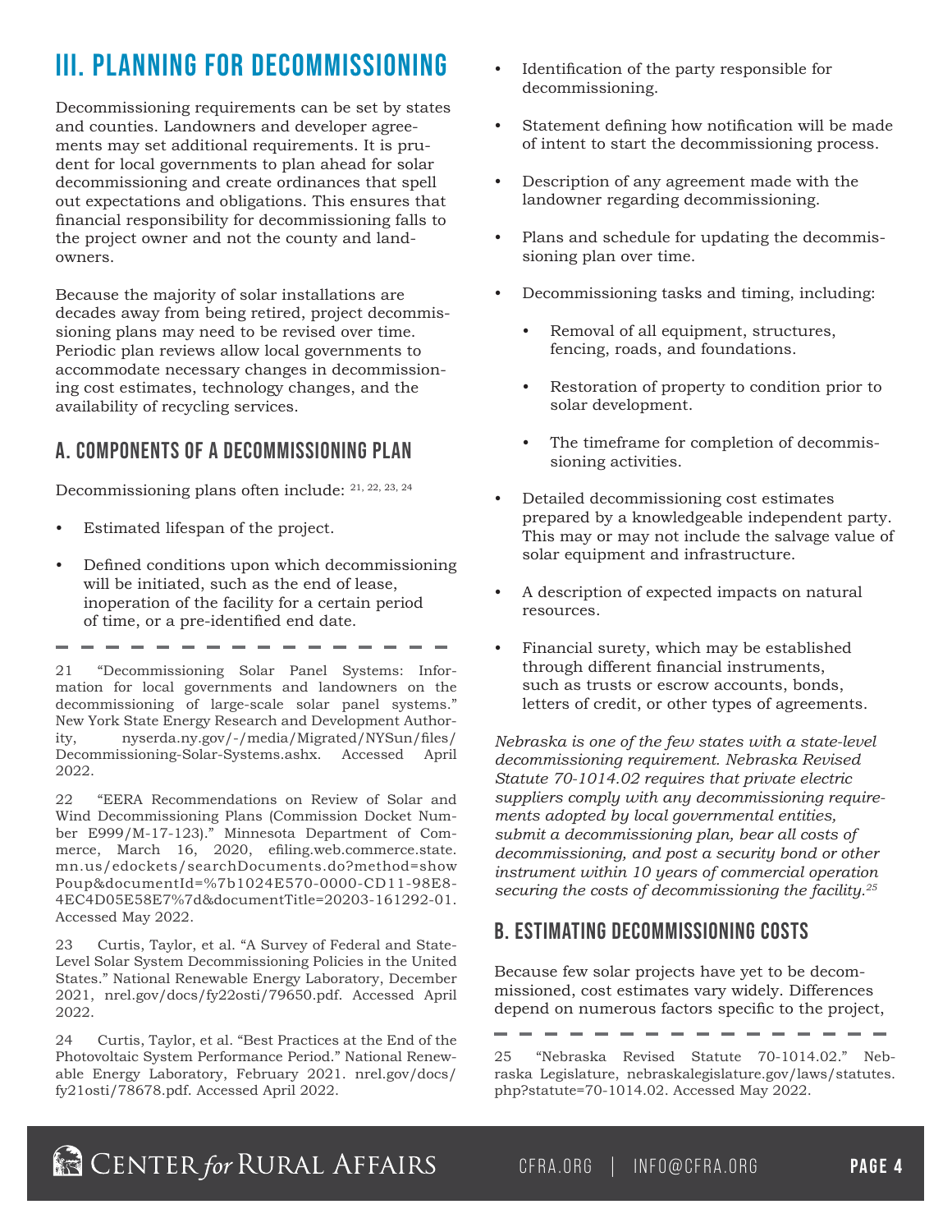# III. PLANNING FOR DECOMMISSIONING

Decommissioning requirements can be set by states and counties. Landowners and developer agreements may set additional requirements. It is prudent for local governments to plan ahead for solar decommissioning and create ordinances that spell out expectations and obligations. This ensures that financial responsibility for decommissioning falls to the project owner and not the county and landowners.

Because the majority of solar installations are decades away from being retired, project decommissioning plans may need to be revised over time. Periodic plan reviews allow local governments to accommodate necessary changes in decommissioning cost estimates, technology changes, and the availability of recycling services.

## A. COMPONENTS OF A DECOMMISSIONING PLAN

Decommissioning plans often include: [21, 22, 23, 24]

- Estimated lifespan of the project.
- Defined conditions upon which decommissioning will be initiated, such as the end of lease, inoperation of the facility for a certain period of time, or a pre-identified end date.
- Identification of the party responsible for decommissioning.
- Statement defining how notification will be made of intent to start the decommissioning process.
- Description of any agreement made with the landowner regarding decommissioning.
- Plans and schedule for updating the decommissioning plan over time.
- Decommissioning tasks and timing, including:
    - Removal of all equipment, structures, fencing, roads, and foundations.
    - Restoration of property to condition prior to solar development.
    - The timeframe for completion of decommissioning activities.
- Detailed decommissioning cost estimates prepared by a knowledgeable independent party. This may or may not include the salvage value of solar equipment and infrastructure.
- A description of expected impacts on natural resources.
- Financial surety, which may be established through different financial instruments, such as trusts or escrow accounts, bonds, letters of credit, or other types of agreements.

*Nebraska is one of the few states with a state-level decommissioning requirement. Nebraska Revised Statute 70-1014.02 requires that private electric suppliers comply with any decommissioning requirements adopted by local governmental entities, submit a decommissioning plan, bear all costs of decommissioning, and post a security bond or other instrument within 10 years of commercial operation securing the costs of decommissioning the facility.*[25]

## B. ESTIMATING DECOMMISSIONING COSTS

Because few solar projects have yet to be decommissioned, cost estimates vary widely. Differences depend on numerous factors specific to the project,

---

21 "Decommissioning Solar Panel Systems: Information for local governments and landowners on the decommissioning of large-scale solar panel systems." New York State Energy Research and Development Authority, nyserda.ny.gov/-/media/Migrated/NYSun/files/Decommissioning-Solar-Systems.ashx. Accessed April 2022.

22 "EERA Recommendations on Review of Solar and Wind Decommissioning Plans (Commission Docket Number E999/M-17-123)." Minnesota Department of Commerce, March 16, 2020, efiling.web.commerce.state.mn.us/edockets/searchDocuments.do?method=showPoup&documentId=%7b1024E570-0000-CD11-98E8-4EC4D05E58E7%7d&documentTitle=20203-161292-01. Accessed May 2022.

23 Curtis, Taylor, et al. "A Survey of Federal and State-Level Solar System Decommissioning Policies in the United States." National Renewable Energy Laboratory, December 2021, nrel.gov/docs/fy22osti/79650.pdf. Accessed April 2022.

24 Curtis, Taylor, et al. "Best Practices at the End of the Photovoltaic System Performance Period." National Renewable Energy Laboratory, February 2021. nrel.gov/docs/fy21osti/78678.pdf. Accessed April 2022.

25 "Nebraska Revised Statute 70-1014.02." Nebraska Legislature, nebraskalegislature.gov/laws/statutes.php?statute=70-1014.02. Accessed May 2022.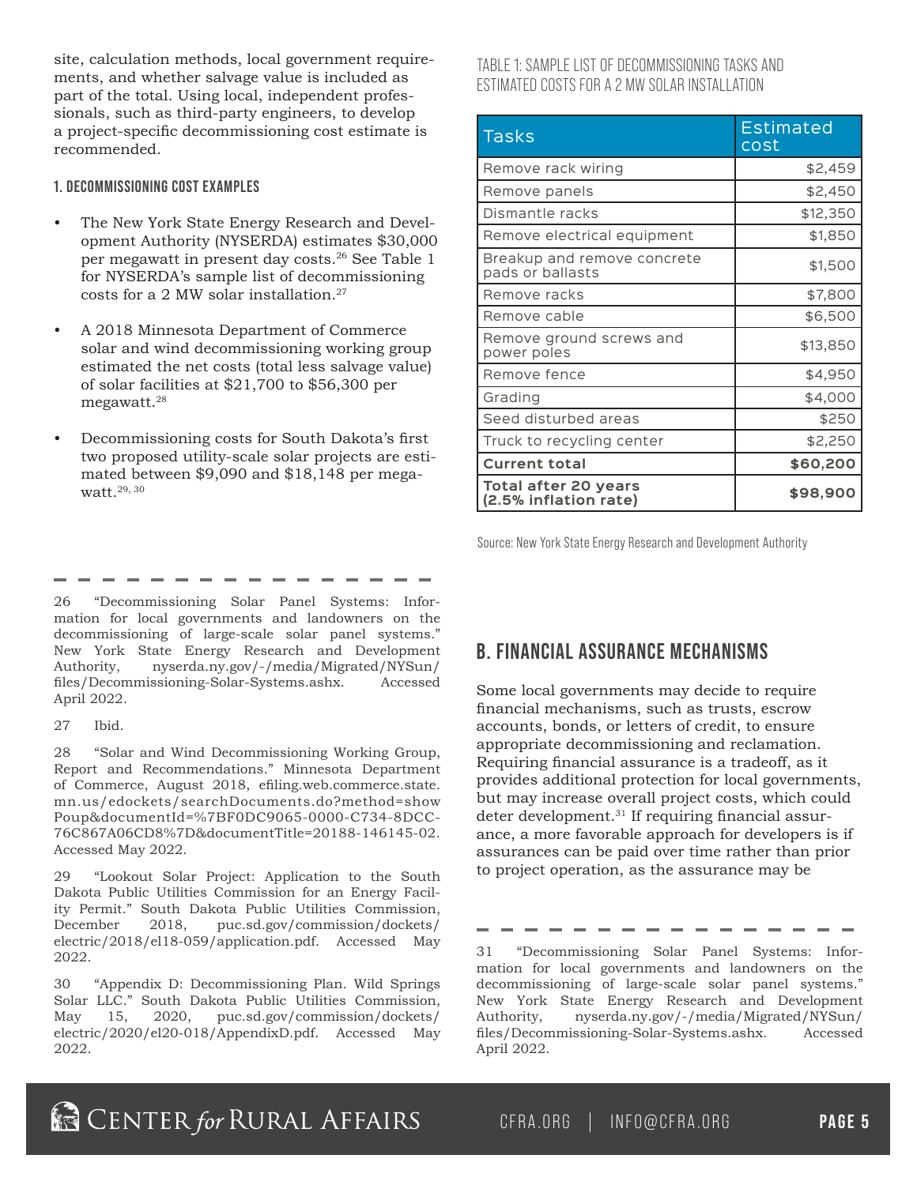site, calculation methods, local government requirements, and whether salvage value is included as part of the total. Using local, independent professionals, such as third-party engineers, to develop a project-specific decommissioning cost estimate is recommended.

### 1. DECOMMISSIONING COST EXAMPLES

- The New York State Energy Research and Development Authority (NYSERDA) estimates $30,000 per megawatt in present day costs.[26] See Table 1 for NYSERDA's sample list of decommissioning costs for a 2 MW solar installation.[27]
- A 2018 Minnesota Department of Commerce solar and wind decommissioning working group estimated the net costs (total less salvage value) of solar facilities at $21,700 to $56,300 per megawatt.[28]
- Decommissioning costs for South Dakota's first two proposed utility-scale solar projects are estimated between $9,090 and $18,148 per megawatt.[29, 30]

TABLE 1: SAMPLE LIST OF DECOMMISSIONING TASKS AND ESTIMATED COSTS FOR A 2 MW SOLAR INSTALLATION

| Tasks | Estimated cost |
|---|---|
| Remove rack wiring | $2,459 |
| Remove panels | $2,450 |
| Dismantle racks | $12,350 |
| Remove electrical equipment | $1,850 |
| Breakup and remove concrete pads or ballasts | $1,500 |
| Remove racks | $7,800 |
| Remove cable | $6,500 |
| Remove ground screws and power poles | $13,850 |
| Remove fence | $4,950 |
| Grading | $4,000 |
| Seed disturbed areas | $250 |
| Truck to recycling center | $2,250 |
| **Current total** | **$60,200** |
| **Total after 20 years (2.5% inflation rate)** | **$98,900** |

Source: New York State Energy Research and Development Authority

## B. FINANCIAL ASSURANCE MECHANISMS

Some local governments may decide to require financial mechanisms, such as trusts, escrow accounts, bonds, or letters of credit, to ensure appropriate decommissioning and reclamation. Requiring financial assurance is a tradeoff, as it provides additional protection for local governments, but may increase overall project costs, which could deter development.[31] If requiring financial assurance, a more favorable approach for developers is if assurances can be paid over time rather than prior to project operation, as the assurance may be

---

26 "Decommissioning Solar Panel Systems: Information for local governments and landowners on the decommissioning of large-scale solar panel systems." New York State Energy Research and Development Authority, nyserda.ny.gov/-/media/Migrated/NYSun/files/Decommissioning-Solar-Systems.ashx. Accessed April 2022.

27 Ibid.

28 "Solar and Wind Decommissioning Working Group, Report and Recommendations." Minnesota Department of Commerce, August 2018, efiling.web.commerce.state.mn.us/edockets/searchDocuments.do?method=showPoup&documentId=%7BF0DC9065-0000-C734-8DCC-76C867A06CD8%7D&documentTitle=20188-146145-02. Accessed May 2022.

29 "Lookout Solar Project: Application to the South Dakota Public Utilities Commission for an Energy Facility Permit." South Dakota Public Utilities Commission, December 2018, puc.sd.gov/commission/dockets/electric/2018/el18-059/application.pdf. Accessed May 2022.

30 "Appendix D: Decommissioning Plan. Wild Springs Solar LLC." South Dakota Public Utilities Commission, May 15, 2020, puc.sd.gov/commission/dockets/electric/2020/el20-018/AppendixD.pdf. Accessed May 2022.

31 "Decommissioning Solar Panel Systems: Information for local governments and landowners on the decommissioning of large-scale solar panel systems." New York State Energy Research and Development Authority, nyserda.ny.gov/-/media/Migrated/NYSun/files/Decommissioning-Solar-Systems.ashx. Accessed April 2022.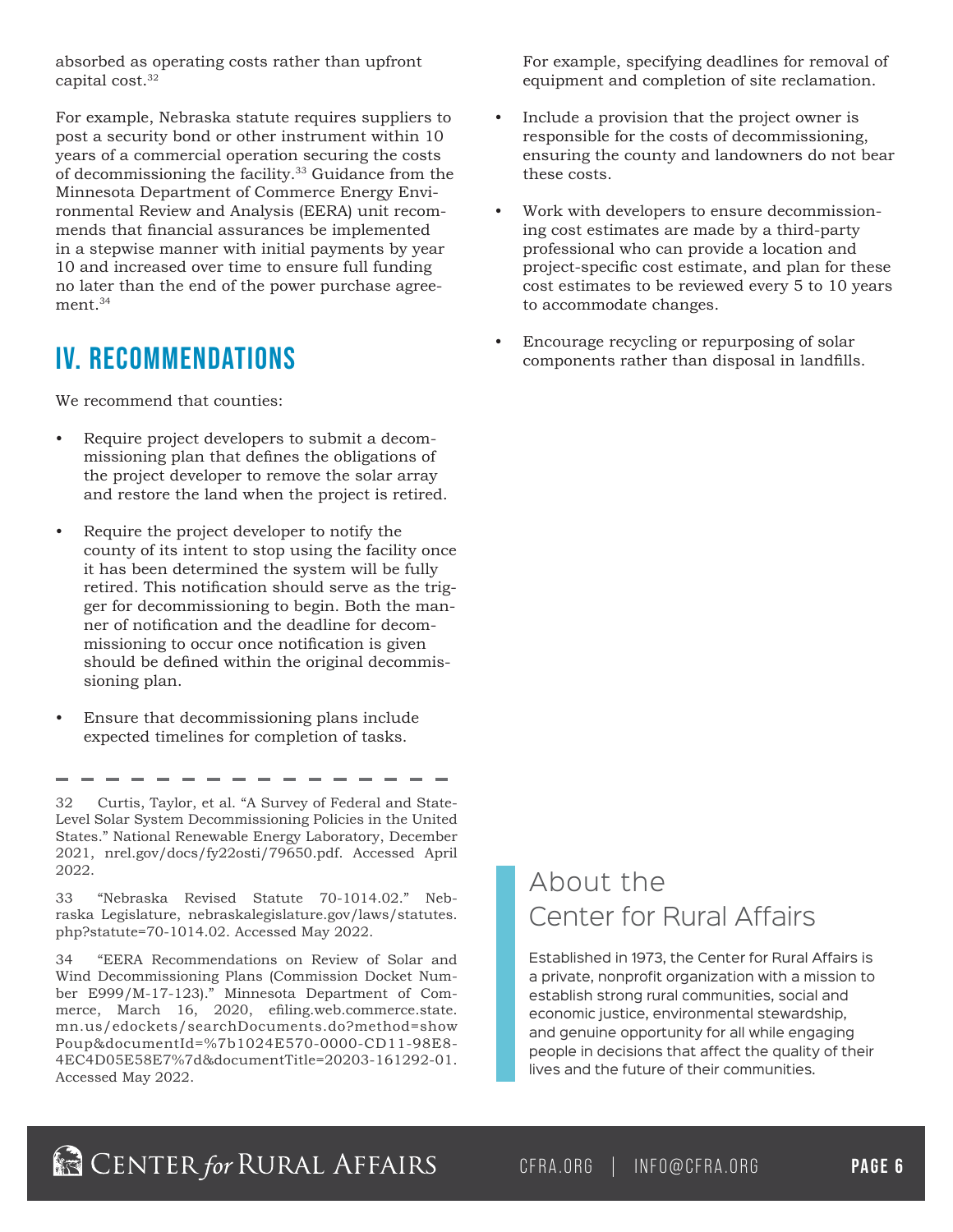absorbed as operating costs rather than upfront capital cost.[32]

For example, Nebraska statute requires suppliers to post a security bond or other instrument within 10 years of a commercial operation securing the costs of decommissioning the facility.[33] Guidance from the Minnesota Department of Commerce Energy Environmental Review and Analysis (EERA) unit recommends that financial assurances be implemented in a stepwise manner with initial payments by year 10 and increased over time to ensure full funding no later than the end of the power purchase agreement.[34]

## IV. RECOMMENDATIONS

We recommend that counties:

- Require project developers to submit a decommissioning plan that defines the obligations of the project developer to remove the solar array and restore the land when the project is retired.
- Require the project developer to notify the county of its intent to stop using the facility once it has been determined the system will be fully retired. This notification should serve as the trigger for decommissioning to begin. Both the manner of notification and the deadline for decommissioning to occur once notification is given should be defined within the original decommissioning plan.
- Ensure that decommissioning plans include expected timelines for completion of tasks. For example, specifying deadlines for removal of equipment and completion of site reclamation.
- Include a provision that the project owner is responsible for the costs of decommissioning, ensuring the county and landowners do not bear these costs.
- Work with developers to ensure decommissioning cost estimates are made by a third-party professional who can provide a location and project-specific cost estimate, and plan for these cost estimates to be reviewed every 5 to 10 years to accommodate changes.
- Encourage recycling or repurposing of solar components rather than disposal in landfills.

---

32 Curtis, Taylor, et al. "A Survey of Federal and State-Level Solar System Decommissioning Policies in the United States." National Renewable Energy Laboratory, December 2021, nrel.gov/docs/fy22osti/79650.pdf. Accessed April 2022.

33 "Nebraska Revised Statute 70-1014.02." Nebraska Legislature, nebraskalegislature.gov/laws/statutes.php?statute=70-1014.02. Accessed May 2022.

34 "EERA Recommendations on Review of Solar and Wind Decommissioning Plans (Commission Docket Number E999/M-17-123)." Minnesota Department of Commerce, March 16, 2020, efiling.web.commerce.state.mn.us/edockets/searchDocuments.do?method=showPoup&documentId=%7b1024E570-0000-CD11-98E8-4EC4D05E58E7%7d&documentTitle=20203-161292-01. Accessed May 2022.

## About the Center for Rural Affairs

Established in 1973, the Center for Rural Affairs is a private, nonprofit organization with a mission to establish strong rural communities, social and economic justice, environmental stewardship, and genuine opportunity for all while engaging people in decisions that affect the quality of their lives and the future of their communities.